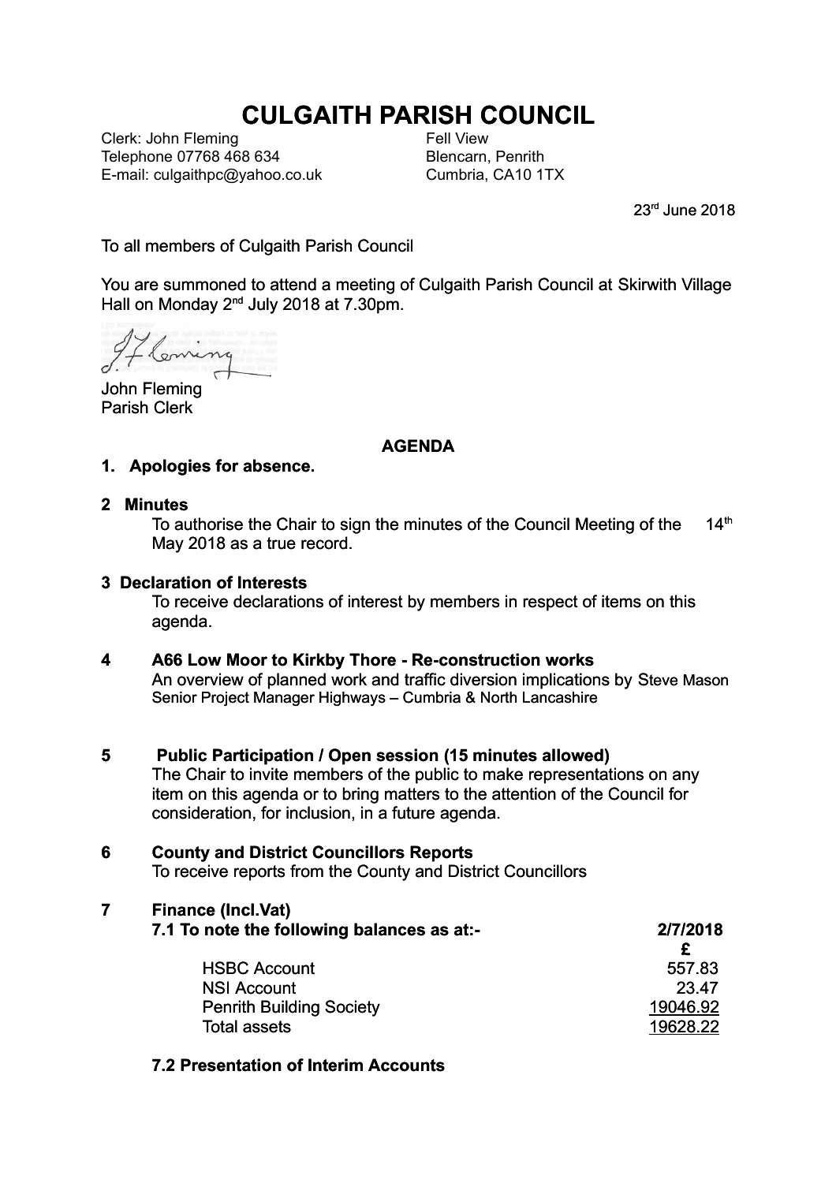# CULGAITH PARISH COUNCIL

Clerk: John Fleming
Telephone 07768 468 634
E-mail: culgaithpc@yahoo.co.uk

Fell View
Blencarn, Penrith
Cumbria, CA10 1TX

23rd June 2018

To all members of Culgaith Parish Council

You are summoned to attend a meeting of Culgaith Parish Council at Skirwith Village Hall on Monday 2nd July 2018 at 7.30pm.

John Fleming
Parish Clerk

**AGENDA**

**1. Apologies for absence.**

**2 Minutes**

To authorise the Chair to sign the minutes of the Council Meeting of the 14th May 2018 as a true record.

**3 Declaration of Interests**

To receive declarations of interest by members in respect of items on this agenda.

**4 A66 Low Moor to Kirkby Thore - Re-construction works**

An overview of planned work and traffic diversion implications by Steve Mason Senior Project Manager Highways – Cumbria & North Lancashire

**5 Public Participation / Open session (15 minutes allowed)**

The Chair to invite members of the public to make representations on any item on this agenda or to bring matters to the attention of the Council for consideration, for inclusion, in a future agenda.

**6 County and District Councillors Reports**

To receive reports from the County and District Councillors

**7 Finance (Incl.Vat)**

| **7.1 To note the following balances as at:-** | **2/7/2018** |
|---|---|
| | **£** |
| HSBC Account | 557.83 |
| NSI Account | 23.47 |
| Penrith Building Society | 19046.92 |
| Total assets | 19628.22 |

**7.2 Presentation of Interim Accounts**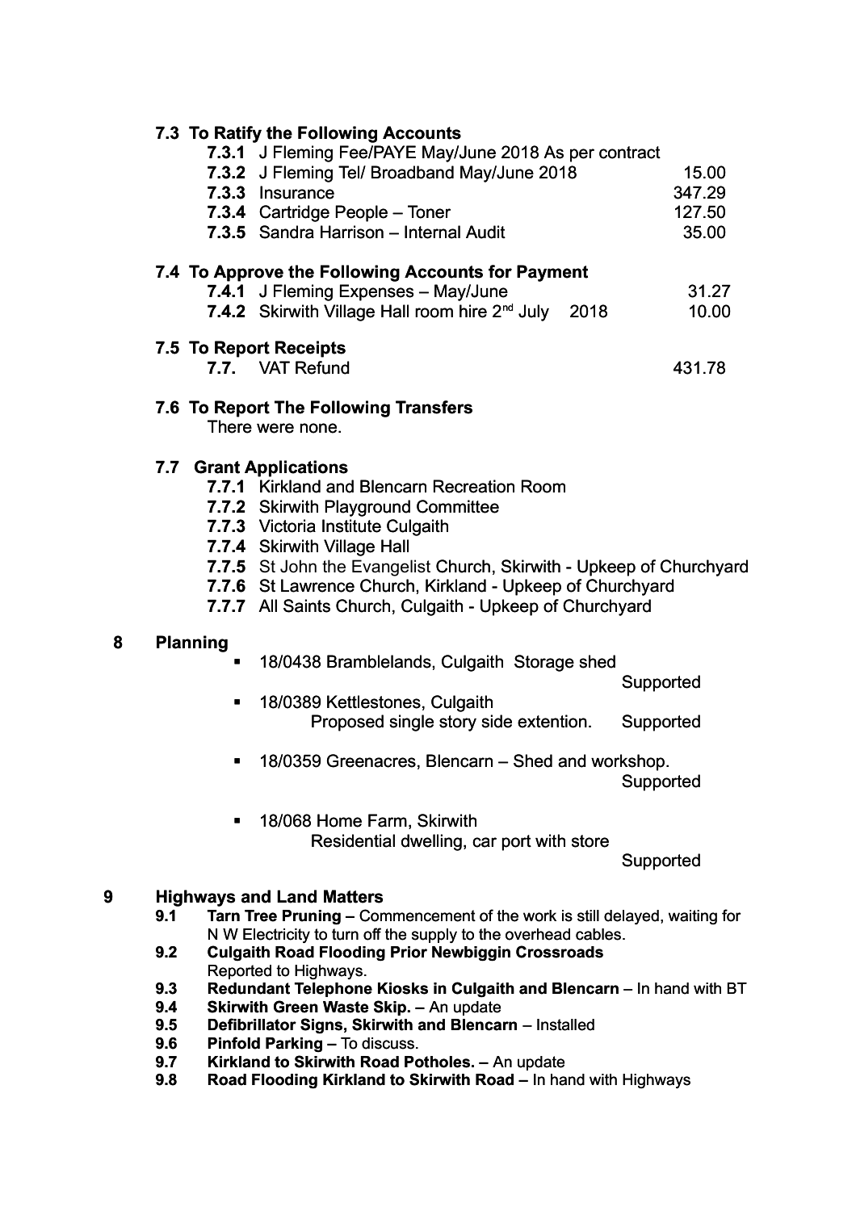**7.3 To Ratify the Following Accounts**

| | | |
|---|---|---|
| **7.3.1** | J Fleming Fee/PAYE May/June 2018 As per contract | |
| **7.3.2** | J Fleming Tel/ Broadband May/June 2018 | 15.00 |
| **7.3.3** | Insurance | 347.29 |
| **7.3.4** | Cartridge People – Toner | 127.50 |
| **7.3.5** | Sandra Harrison – Internal Audit | 35.00 |

**7.4 To Approve the Following Accounts for Payment**

| | | |
|---|---|---|
| **7.4.1** | J Fleming Expenses – May/June | 31.27 |
| **7.4.2** | Skirwith Village Hall room hire 2nd July 2018 | 10.00 |

**7.5 To Report Receipts**

| | | |
|---|---|---|
| **7.7.** | VAT Refund | 431.78 |

**7.6 To Report The Following Transfers**

There were none.

**7.7 Grant Applications**

- **7.7.1** Kirkland and Blencarn Recreation Room
- **7.7.2** Skirwith Playground Committee
- **7.7.3** Victoria Institute Culgaith
- **7.7.4** Skirwith Village Hall
- **7.7.5** St John the Evangelist Church, Skirwith - Upkeep of Churchyard
- **7.7.6** St Lawrence Church, Kirkland - Upkeep of Churchyard
- **7.7.7** All Saints Church, Culgaith - Upkeep of Churchyard

## 8 Planning

- 18/0438 Bramblelands, Culgaith Storage shed
  Supported
- 18/0389 Kettlestones, Culgaith
  Proposed single story side extention. Supported
- 18/0359 Greenacres, Blencarn – Shed and workshop.
  Supported
- 18/068 Home Farm, Skirwith
  Residential dwelling, car port with store
  Supported

## 9 Highways and Land Matters

- **9.1** **Tarn Tree Pruning –** Commencement of the work is still delayed, waiting for N W Electricity to turn off the supply to the overhead cables.
- **9.2** **Culgaith Road Flooding Prior Newbiggin Crossroads**
  Reported to Highways.
- **9.3** **Redundant Telephone Kiosks in Culgaith and Blencarn** – In hand with BT
- **9.4** **Skirwith Green Waste Skip. –** An update
- **9.5** **Defibrillator Signs, Skirwith and Blencarn** – Installed
- **9.6** **Pinfold Parking –** To discuss.
- **9.7** **Kirkland to Skirwith Road Potholes. –** An update
- **9.8** **Road Flooding Kirkland to Skirwith Road –** In hand with Highways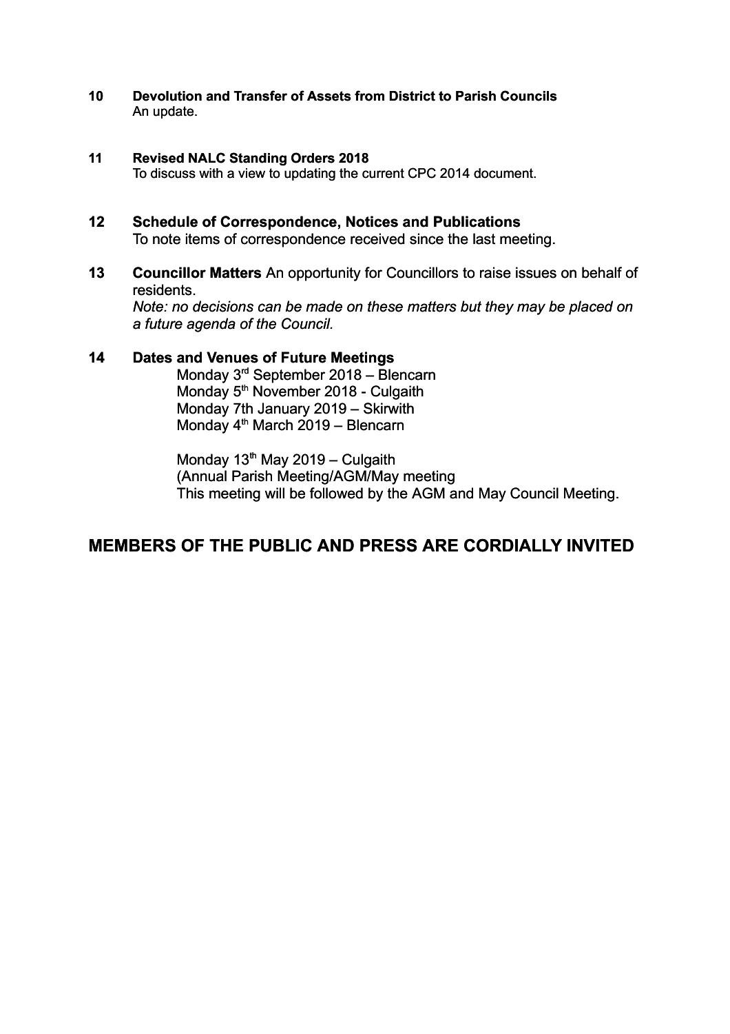**10 Devolution and Transfer of Assets from District to Parish Councils**
An update.

**11 Revised NALC Standing Orders 2018**
To discuss with a view to updating the current CPC 2014 document.

**12 Schedule of Correspondence, Notices and Publications**
To note items of correspondence received since the last meeting.

**13 Councillor Matters** An opportunity for Councillors to raise issues on behalf of residents.
*Note: no decisions can be made on these matters but they may be placed on a future agenda of the Council.*

**14 Dates and Venues of Future Meetings**

Monday 3rd September 2018 – Blencarn
Monday 5th November 2018 - Culgaith
Monday 7th January 2019 – Skirwith
Monday 4th March 2019 – Blencarn

Monday 13th May 2019 – Culgaith
(Annual Parish Meeting/AGM/May meeting
This meeting will be followed by the AGM and May Council Meeting.

## MEMBERS OF THE PUBLIC AND PRESS ARE CORDIALLY INVITED